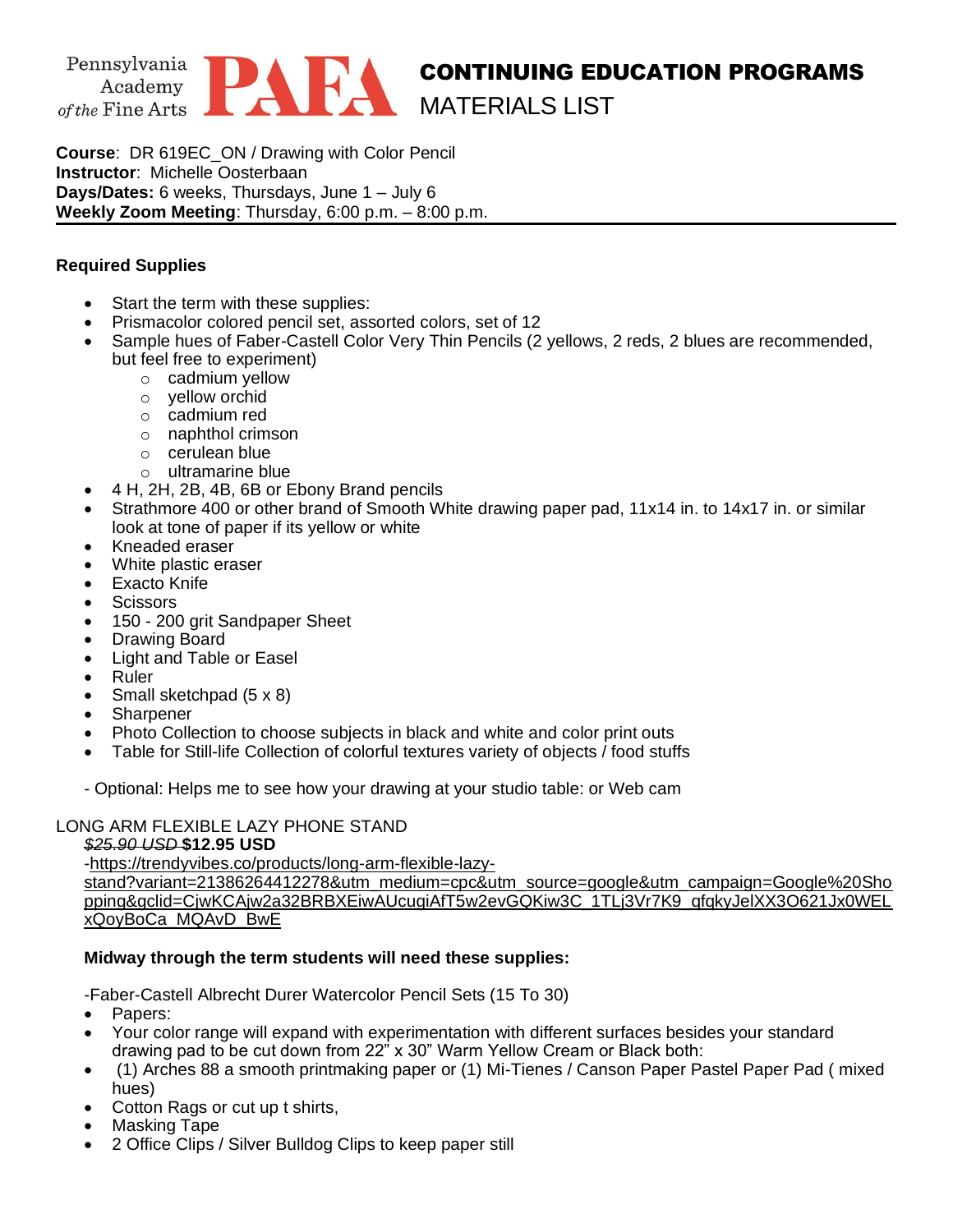Pennsylvania Academy of the Fine Arts **PAFA**

# CONTINUING EDUCATION PROGRAMS
## MATERIALS LIST

**Course**: DR 619EC_ON / Drawing with Color Pencil
**Instructor**: Michelle Oosterbaan
**Days/Dates:** 6 weeks, Thursdays, June 1 – July 6
**Weekly Zoom Meeting**: Thursday, 6:00 p.m. – 8:00 p.m.

---

### Required Supplies

- Start the term with these supplies:
- Prismacolor colored pencil set, assorted colors, set of 12
- Sample hues of Faber-Castell Color Very Thin Pencils (2 yellows, 2 reds, 2 blues are recommended, but feel free to experiment)
  - cadmium yellow
  - yellow orchid
  - cadmium red
  - naphthol crimson
  - cerulean blue
  - ultramarine blue
- 4 H, 2H, 2B, 4B, 6B or Ebony Brand pencils
- Strathmore 400 or other brand of Smooth White drawing paper pad, 11x14 in. to 14x17 in. or similar look at tone of paper if its yellow or white
- Kneaded eraser
- White plastic eraser
- Exacto Knife
- Scissors
- 150 - 200 grit Sandpaper Sheet
- Drawing Board
- Light and Table or Easel
- Ruler
- Small sketchpad (5 x 8)
- Sharpener
- Photo Collection to choose subjects in black and white and color print outs
- Table for Still-life Collection of colorful textures variety of objects / food stuffs

- Optional: Helps me to see how your drawing at your studio table: or Web cam

LONG ARM FLEXIBLE LAZY PHONE STAND
~~*$25.90 USD*~~ **$12.95 USD**
-https://trendyvibes.co/products/long-arm-flexible-lazy-stand?variant=21386264412278&utm_medium=cpc&utm_source=google&utm_campaign=Google%20Shopping&gclid=CjwKCAjw2a32BRBXEiwAUcugiAfT5w2evGQKiw3C_1TLj3Vr7K9_qfqkyJelXX3O621Jx0WELxQoyBoCa_MQAvD_BwE

**Midway through the term students will need these supplies:**

-Faber-Castell Albrecht Durer Watercolor Pencil Sets (15 To 30)

- Papers:
- Your color range will expand with experimentation with different surfaces besides your standard drawing pad to be cut down from 22" x 30" Warm Yellow Cream or Black both:
- (1) Arches 88 a smooth printmaking paper or (1) Mi-Tienes / Canson Paper Pastel Paper Pad ( mixed hues)
- Cotton Rags or cut up t shirts,
- Masking Tape
- 2 Office Clips / Silver Bulldog Clips to keep paper still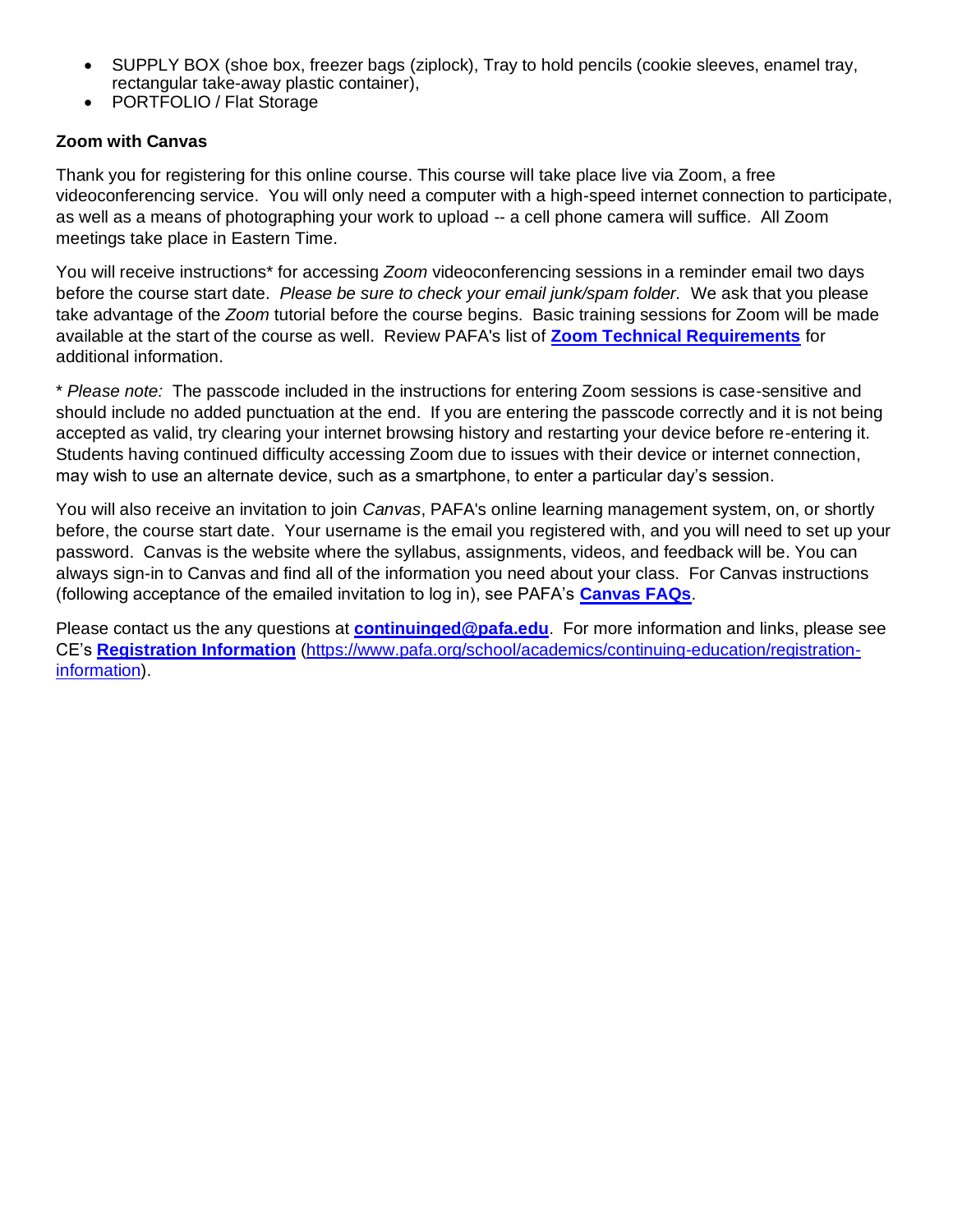- SUPPLY BOX (shoe box, freezer bags (ziplock), Tray to hold pencils (cookie sleeves, enamel tray, rectangular take-away plastic container),
- PORTFOLIO / Flat Storage

**Zoom with Canvas**

Thank you for registering for this online course. This course will take place live via Zoom, a free videoconferencing service. You will only need a computer with a high-speed internet connection to participate, as well as a means of photographing your work to upload -- a cell phone camera will suffice. All Zoom meetings take place in Eastern Time.

You will receive instructions* for accessing *Zoom* videoconferencing sessions in a reminder email two days before the course start date. *Please be sure to check your email junk/spam folder.* We ask that you please take advantage of the *Zoom* tutorial before the course begins. Basic training sessions for Zoom will be made available at the start of the course as well. Review PAFA's list of **[Zoom Technical Requirements]** for additional information.

\* *Please note:* The passcode included in the instructions for entering Zoom sessions is case-sensitive and should include no added punctuation at the end. If you are entering the passcode correctly and it is not being accepted as valid, try clearing your internet browsing history and restarting your device before re-entering it. Students having continued difficulty accessing Zoom due to issues with their device or internet connection, may wish to use an alternate device, such as a smartphone, to enter a particular day's session.

You will also receive an invitation to join *Canvas*, PAFA's online learning management system, on, or shortly before, the course start date. Your username is the email you registered with, and you will need to set up your password. Canvas is the website where the syllabus, assignments, videos, and feedback will be. You can always sign-in to Canvas and find all of the information you need about your class. For Canvas instructions (following acceptance of the emailed invitation to log in), see PAFA's **[Canvas FAQs]**.

Please contact us the any questions at **continuinged@pafa.edu**. For more information and links, please see CE's **[Registration Information]** (https://www.pafa.org/school/academics/continuing-education/registration-information).